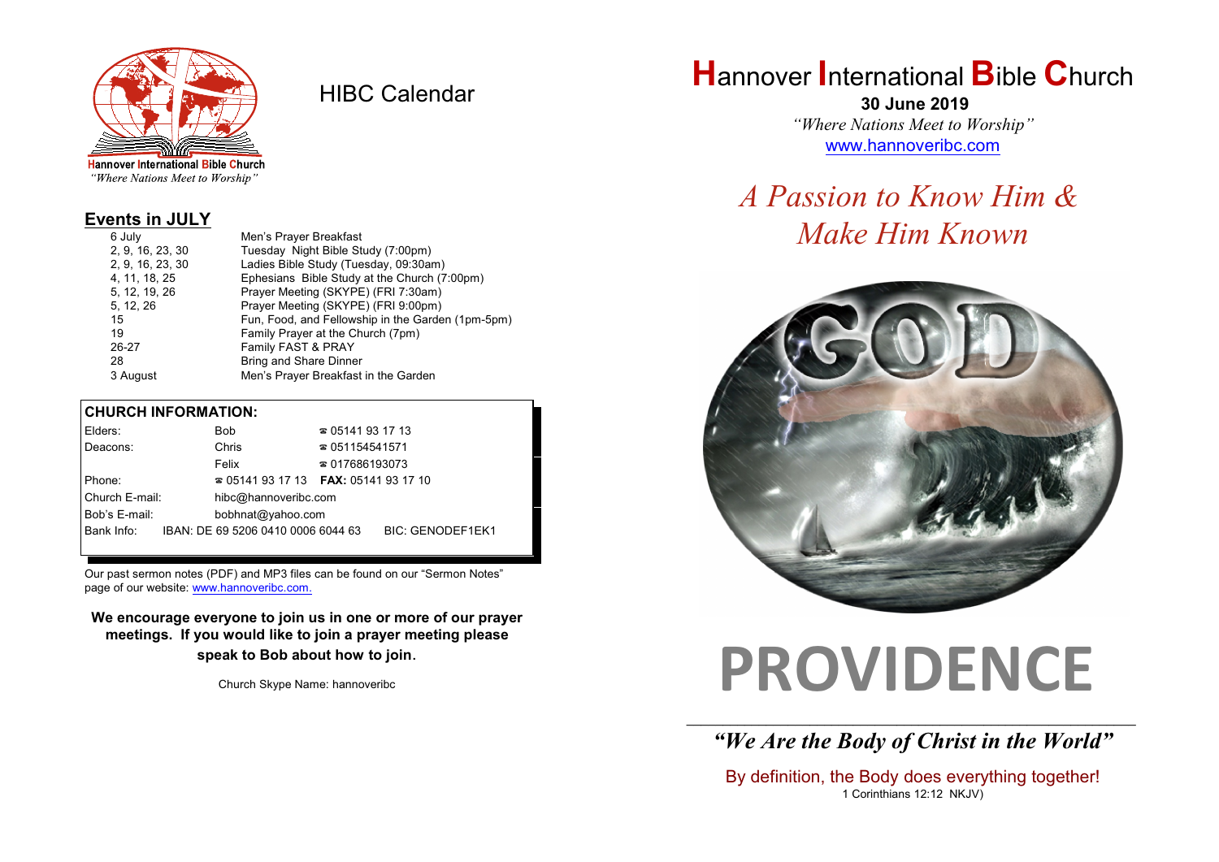Hannover International Bible Church
*"Where Nations Meet to Worship"*

# HIBC Calendar

## Events in JULY

| | |
|---|---|
| 6 July | Men's Prayer Breakfast |
| 2, 9, 16, 23, 30 | Tuesday Night Bible Study (7:00pm) |
| 2, 9, 16, 23, 30 | Ladies Bible Study (Tuesday, 09:30am) |
| 4, 11, 18, 25 | Ephesians Bible Study at the Church (7:00pm) |
| 5, 12, 19, 26 | Prayer Meeting (SKYPE) (FRI 7:30am) |
| 5, 12, 26 | Prayer Meeting (SKYPE) (FRI 9:00pm) |
| 15 | Fun, Food, and Fellowship in the Garden (1pm-5pm) |
| 19 | Family Prayer at the Church (7pm) |
| 26-27 | Family FAST & PRAY |
| 28 | Bring and Share Dinner |
| 3 August | Men's Prayer Breakfast in the Garden |

## CHURCH INFORMATION:

| | | |
|---|---|---|
| Elders: | Bob | ☎ 05141 93 17 13 |
| Deacons: | Chris | ☎ 051154541571 |
| | Felix | ☎ 017686193073 |
| Phone: | ☎ 05141 93 17 13 | **FAX:** 05141 93 17 10 |
| Church E-mail: | hibc@hannoveribc.com | |
| Bob's E-mail: | bobhnat@yahoo.com | |
| Bank Info: | IBAN: DE 69 5206 0410 0006 6044 63 | BIC: GENODEF1EK1 |

Our past sermon notes (PDF) and MP3 files can be found on our "Sermon Notes" page of our website: www.hannoveribc.com.

**We encourage everyone to join us in one or more of our prayer meetings. If you would like to join a prayer meeting please speak to Bob about how to join.**

Church Skype Name: hannoveribc

# Hannover International Bible Church

**30 June 2019**

*"Where Nations Meet to Worship"*

www.hannoveribc.com

## *A Passion to Know Him & Make Him Known*

# PROVIDENCE

---

***"We Are the Body of Christ in the World"***

By definition, the Body does everything together!
1 Corinthians 12:12 NKJV)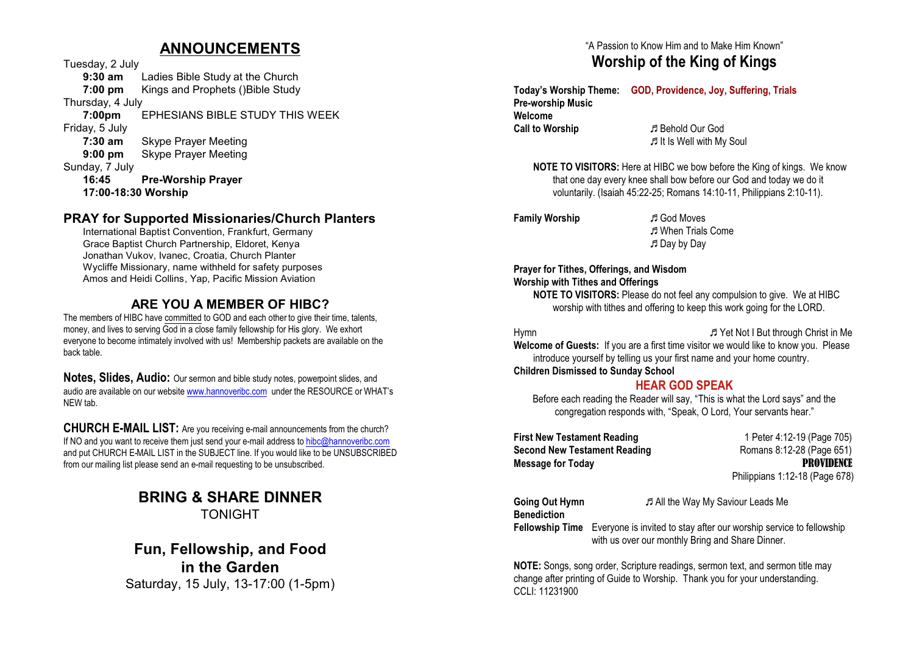## ANNOUNCEMENTS

Tuesday, 2 July

**9:30 am** Ladies Bible Study at the Church

**7:00 pm** Kings and Prophets ()Bible Study

Thursday, 4 July

**7:00pm** EPHESIANS BIBLE STUDY THIS WEEK

Friday, 5 July

**7:30 am** Skype Prayer Meeting

**9:00 pm** Skype Prayer Meeting

Sunday, 7 July

**16:45 Pre-Worship Prayer**

**17:00-18:30 Worship**

### PRAY for Supported Missionaries/Church Planters

International Baptist Convention, Frankfurt, Germany
Grace Baptist Church Partnership, Eldoret, Kenya
Jonathan Vukov, Ivanec, Croatia, Church Planter
Wycliffe Missionary, name withheld for safety purposes
Amos and Heidi Collins, Yap, Pacific Mission Aviation

### ARE YOU A MEMBER OF HIBC?

The members of HIBC have committed to GOD and each other to give their time, talents, money, and lives to serving God in a close family fellowship for His glory. We exhort everyone to become intimately involved with us! Membership packets are available on the back table.

**Notes, Slides, Audio:** Our sermon and bible study notes, powerpoint slides, and audio are available on our website www.hannoveribc.com under the RESOURCE or WHAT's NEW tab.

**CHURCH E-MAIL LIST:** Are you receiving e-mail announcements from the church? If NO and you want to receive them just send your e-mail address to hibc@hannoveribc.com and put CHURCH E-MAIL LIST in the SUBJECT line. If you would like to be UNSUBSCRIBED from our mailing list please send an e-mail requesting to be unsubscribed.

### BRING & SHARE DINNER
TONIGHT

### Fun, Fellowship, and Food in the Garden
Saturday, 15 July, 13-17:00 (1-5pm)

"A Passion to Know Him and to Make Him Known"

## Worship of the King of Kings

**Today's Worship Theme:** **GOD, Providence, Joy, Suffering, Trials**

**Pre-worship Music**

**Welcome**

**Call to Worship** ♬ Behold Our God
♬ It Is Well with My Soul

**NOTE TO VISITORS:** Here at HIBC we bow before the King of kings. We know that one day every knee shall bow before our God and today we do it voluntarily. (Isaiah 45:22-25; Romans 14:10-11, Philippians 2:10-11).

**Family Worship** ♬ God Moves
♬ When Trials Come
♬ Day by Day

**Prayer for Tithes, Offerings, and Wisdom**

**Worship with Tithes and Offerings**

**NOTE TO VISITORS:** Please do not feel any compulsion to give. We at HIBC worship with tithes and offering to keep this work going for the LORD.

Hymn ♬ Yet Not I But through Christ in Me

**Welcome of Guests:** If you are a first time visitor we would like to know you. Please introduce yourself by telling us your first name and your home country.

**Children Dismissed to Sunday School**

### HEAR GOD SPEAK

Before each reading the Reader will say, "This is what the Lord says" and the congregation responds with, "Speak, O Lord, Your servants hear."

**First New Testament Reading** 1 Peter 4:12-19 (Page 705)

**Second New Testament Reading** Romans 8:12-28 (Page 651)

**Message for Today** **PROVIDENCE**
Philippians 1:12-18 (Page 678)

**Going Out Hymn** ♬ All the Way My Saviour Leads Me

**Benediction**

**Fellowship Time** Everyone is invited to stay after our worship service to fellowship with us over our monthly Bring and Share Dinner.

**NOTE:** Songs, song order, Scripture readings, sermon text, and sermon title may change after printing of Guide to Worship. Thank you for your understanding.
CCLI: 11231900